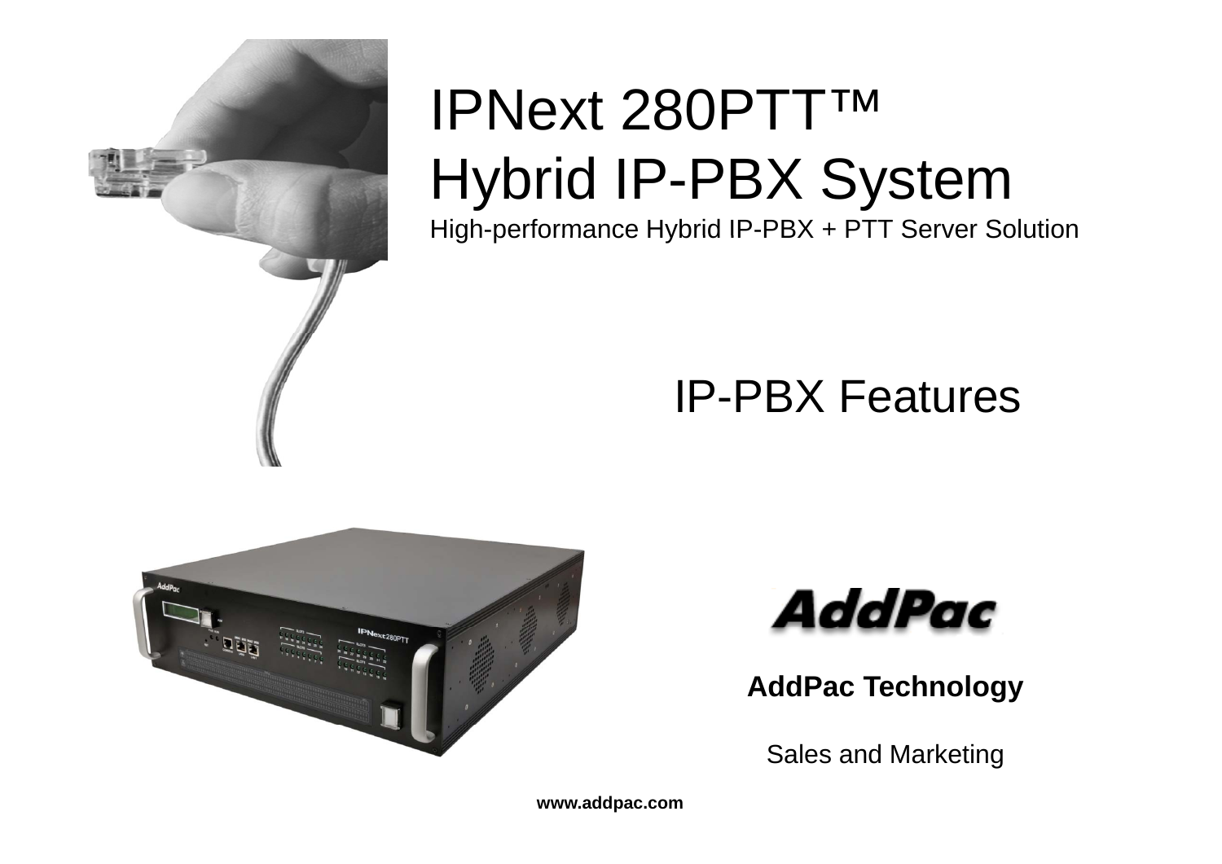# IPNext 280PTT™
# Hybrid IP-PBX System

High-performance Hybrid IP-PBX + PTT Server Solution

## IP-PBX Features

**AddPac Technology**

Sales and Marketing

**www.addpac.com**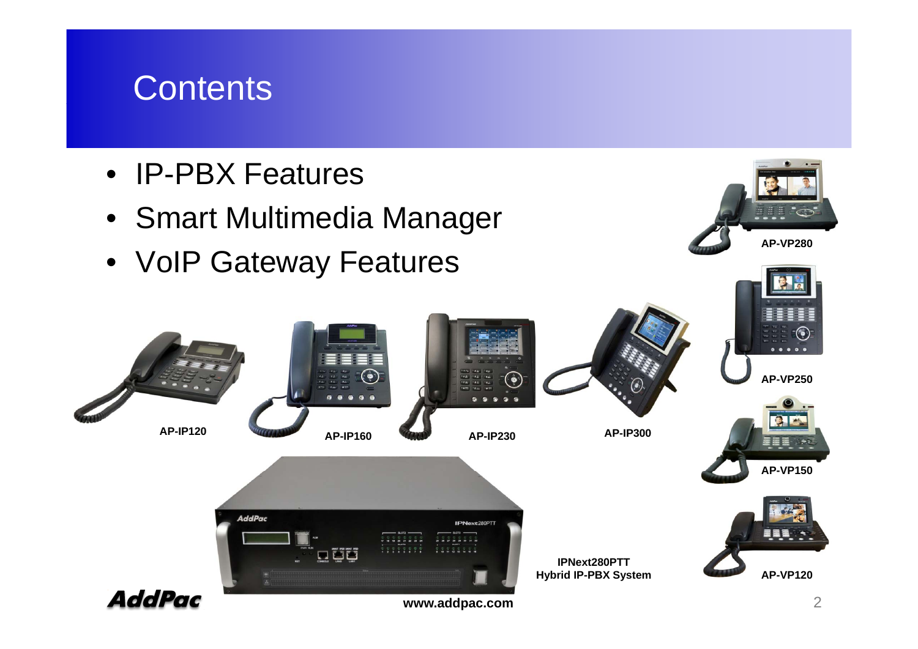# Contents

- IP-PBX Features
- Smart Multimedia Manager
- VoIP Gateway Features

AP-VP280

AP-VP250

AP-IP120

AP-IP160

AP-IP230

AP-IP300

AP-VP150

IPNext280PTT
Hybrid IP-PBX System

AP-VP120

www.addpac.com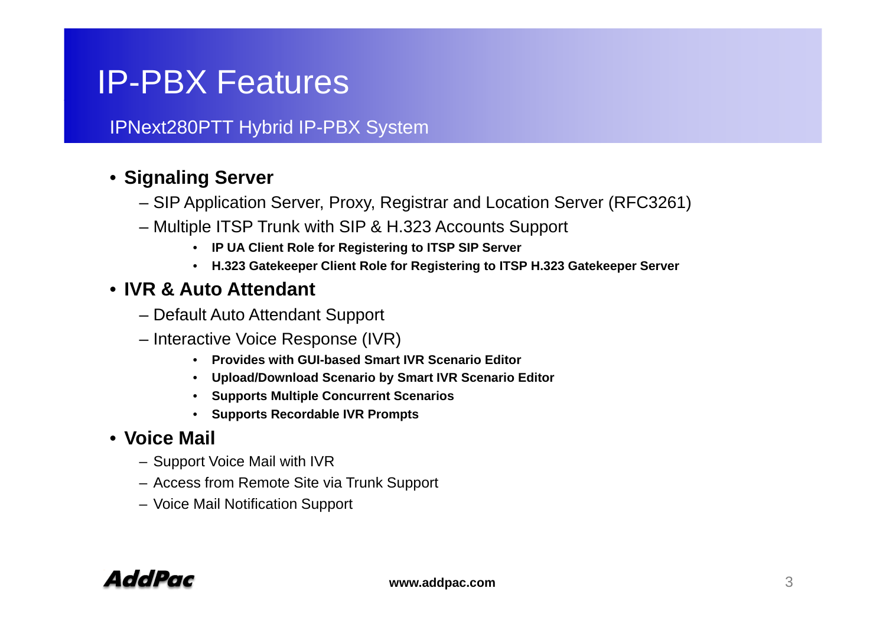# IP-PBX Features

## IPNext280PTT Hybrid IP-PBX System

- **Signaling Server**
  - SIP Application Server, Proxy, Registrar and Location Server (RFC3261)
  - Multiple ITSP Trunk with SIP & H.323 Accounts Support
    - **IP UA Client Role for Registering to ITSP SIP Server**
    - **H.323 Gatekeeper Client Role for Registering to ITSP H.323 Gatekeeper Server**
- **IVR & Auto Attendant**
  - Default Auto Attendant Support
  - Interactive Voice Response (IVR)
    - **Provides with GUI-based Smart IVR Scenario Editor**
    - **Upload/Download Scenario by Smart IVR Scenario Editor**
    - **Supports Multiple Concurrent Scenarios**
    - **Supports Recordable IVR Prompts**
- **Voice Mail**
  - Support Voice Mail with IVR
  - Access from Remote Site via Trunk Support
  - Voice Mail Notification Support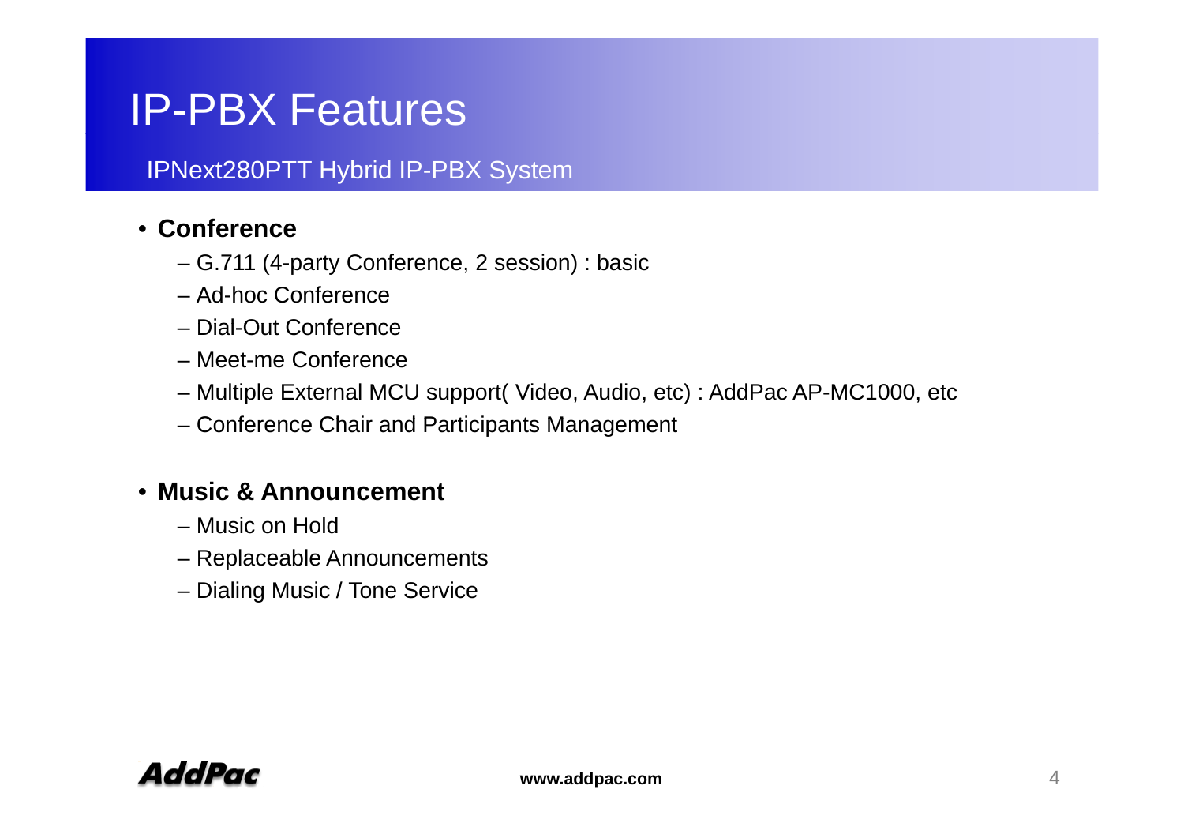# IP-PBX Features

IPNext280PTT Hybrid IP-PBX System

- **Conference**
  - G.711 (4-party Conference, 2 session) : basic
  - Ad-hoc Conference
  - Dial-Out Conference
  - Meet-me Conference
  - Multiple External MCU support( Video, Audio, etc) : AddPac AP-MC1000, etc
  - Conference Chair and Participants Management

- **Music & Announcement**
  - Music on Hold
  - Replaceable Announcements
  - Dialing Music / Tone Service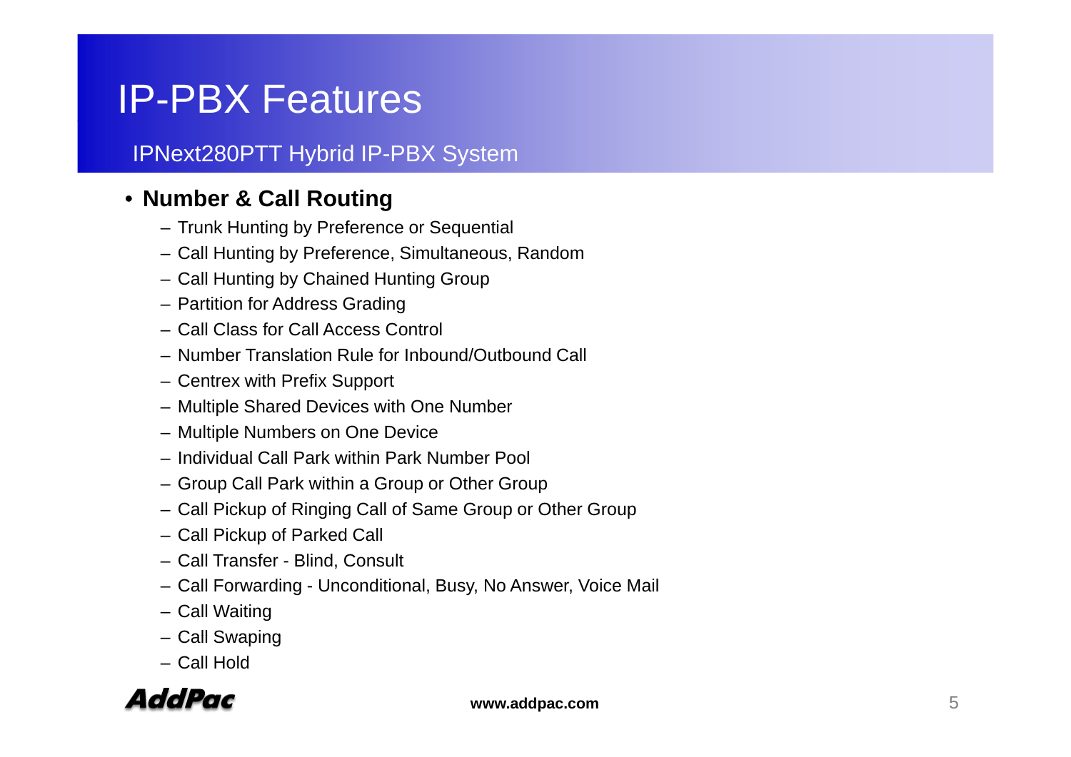# IP-PBX Features

## IPNext280PTT Hybrid IP-PBX System

- **Number & Call Routing**
  - Trunk Hunting by Preference or Sequential
  - Call Hunting by Preference, Simultaneous, Random
  - Call Hunting by Chained Hunting Group
  - Partition for Address Grading
  - Call Class for Call Access Control
  - Number Translation Rule for Inbound/Outbound Call
  - Centrex with Prefix Support
  - Multiple Shared Devices with One Number
  - Multiple Numbers on One Device
  - Individual Call Park within Park Number Pool
  - Group Call Park within a Group or Other Group
  - Call Pickup of Ringing Call of Same Group or Other Group
  - Call Pickup of Parked Call
  - Call Transfer - Blind, Consult
  - Call Forwarding - Unconditional, Busy, No Answer, Voice Mail
  - Call Waiting
  - Call Swaping
  - Call Hold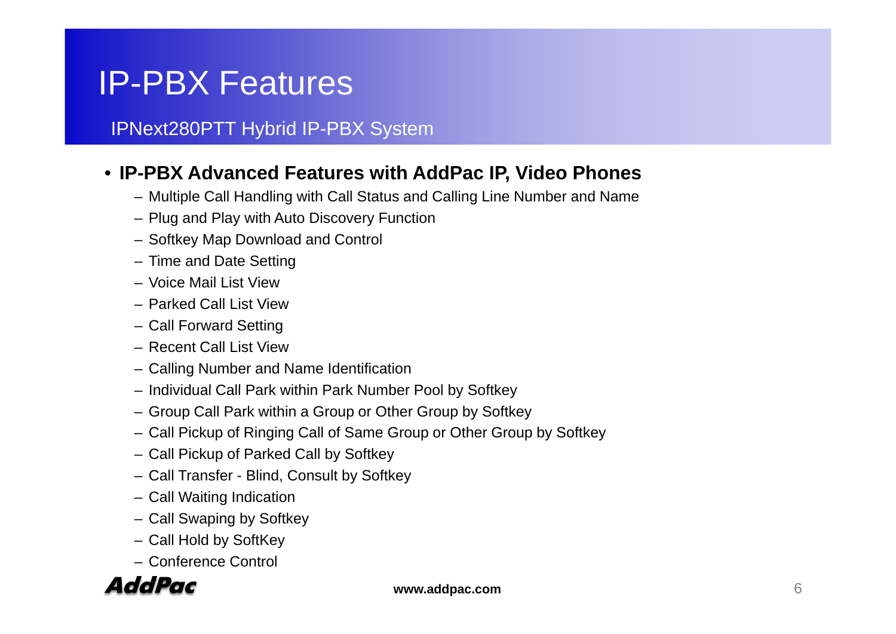# IP-PBX Features

## IPNext280PTT Hybrid IP-PBX System

- **IP-PBX Advanced Features with AddPac IP, Video Phones**
  - Multiple Call Handling with Call Status and Calling Line Number and Name
  - Plug and Play with Auto Discovery Function
  - Softkey Map Download and Control
  - Time and Date Setting
  - Voice Mail List View
  - Parked Call List View
  - Call Forward Setting
  - Recent Call List View
  - Calling Number and Name Identification
  - Individual Call Park within Park Number Pool by Softkey
  - Group Call Park within a Group or Other Group by Softkey
  - Call Pickup of Ringing Call of Same Group or Other Group by Softkey
  - Call Pickup of Parked Call by Softkey
  - Call Transfer - Blind, Consult by Softkey
  - Call Waiting Indication
  - Call Swaping by Softkey
  - Call Hold by SoftKey
  - Conference Control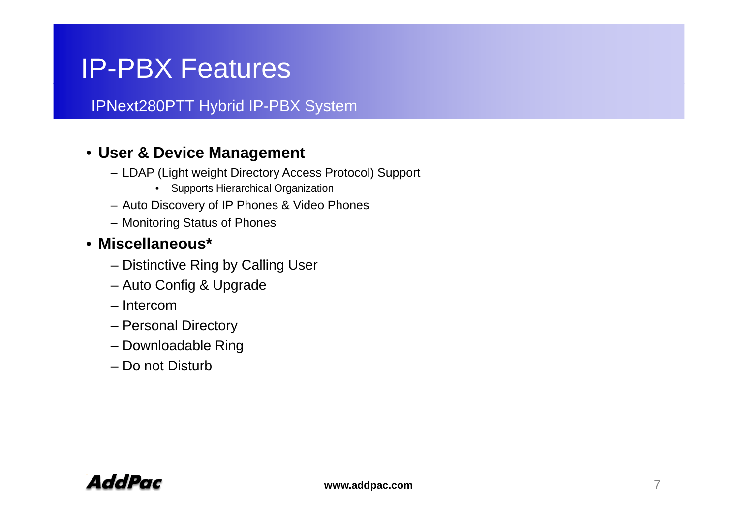# IP-PBX Features

## IPNext280PTT Hybrid IP-PBX System

- **User & Device Management**
  - LDAP (Light weight Directory Access Protocol) Support
    - Supports Hierarchical Organization
  - Auto Discovery of IP Phones & Video Phones
  - Monitoring Status of Phones
- **Miscellaneous***
  - Distinctive Ring by Calling User
  - Auto Config & Upgrade
  - Intercom
  - Personal Directory
  - Downloadable Ring
  - Do not Disturb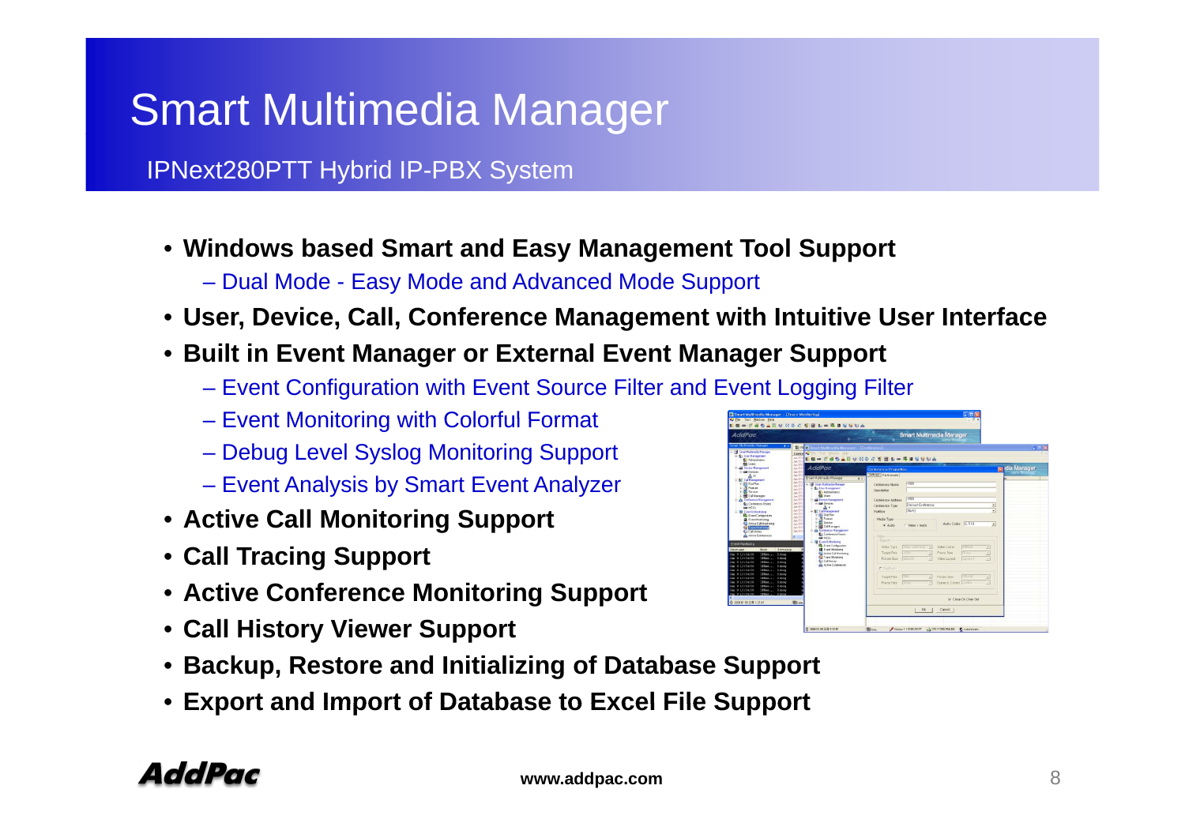# Smart Multimedia Manager

## IPNext280PTT Hybrid IP-PBX System

- **Windows based Smart and Easy Management Tool Support**
  - Dual Mode - Easy Mode and Advanced Mode Support
- **User, Device, Call, Conference Management with Intuitive User Interface**
- **Built in Event Manager or External Event Manager Support**
  - Event Configuration with Event Source Filter and Event Logging Filter
  - Event Monitoring with Colorful Format
  - Debug Level Syslog Monitoring Support
  - Event Analysis by Smart Event Analyzer
- **Active Call Monitoring Support**
- **Call Tracing Support**
- **Active Conference Monitoring Support**
- **Call History Viewer Support**
- **Backup, Restore and Initializing of Database Support**
- **Export and Import of Database to Excel File Support**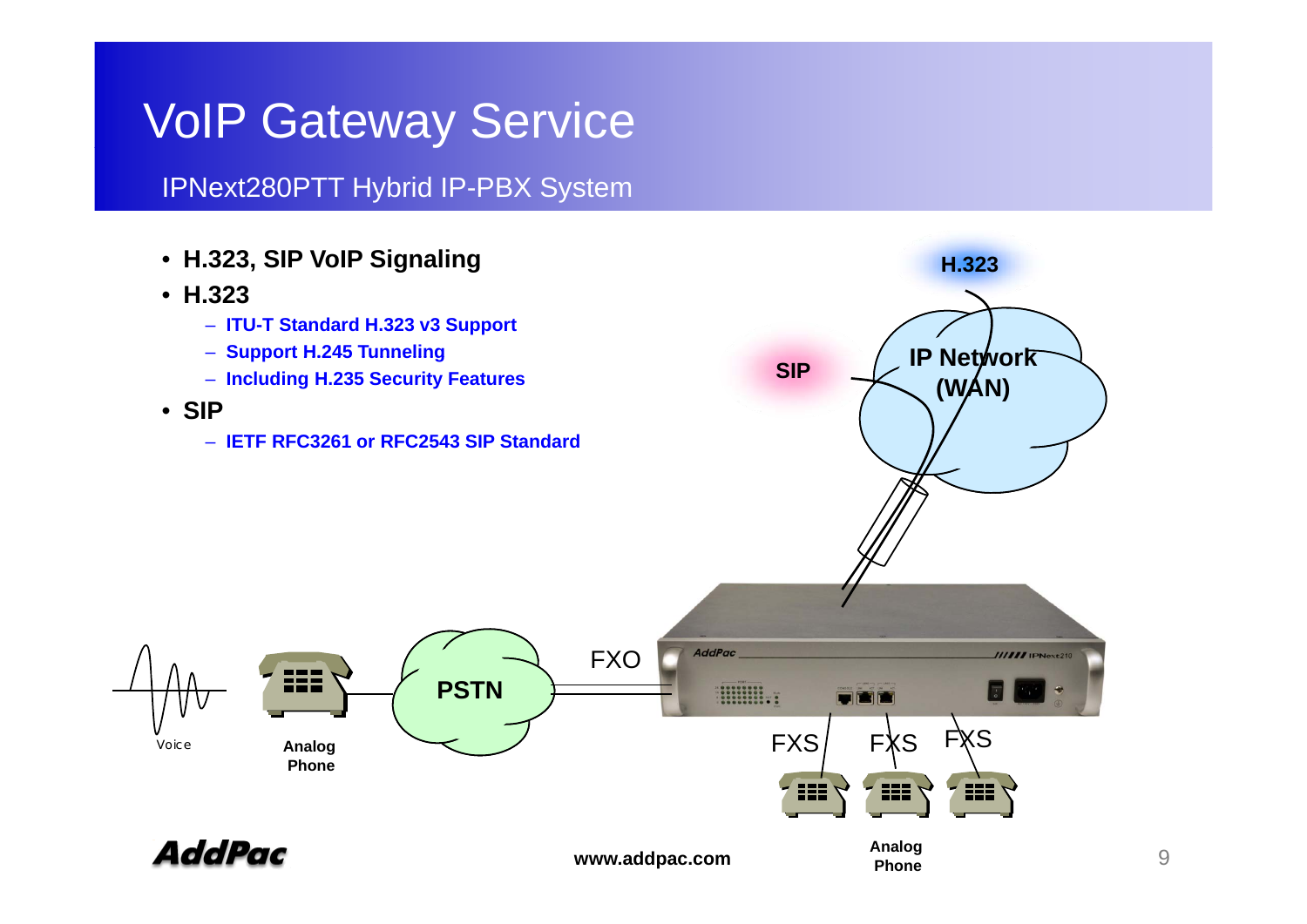# VoIP Gateway Service

## IPNext280PTT Hybrid IP-PBX System

- **H.323, SIP VoIP Signaling**
- **H.323**
  - **ITU-T Standard H.323 v3 Support**
  - **Support H.245 Tunneling**
  - **Including H.235 Security Features**
- **SIP**
  - **IETF RFC3261 or RFC2543 SIP Standard**

H.323

SIP

**IP Network (WAN)**

FXO

**PSTN**

Voice

**Analog Phone**

FXS FXS FXS

**Analog Phone**

www.addpac.com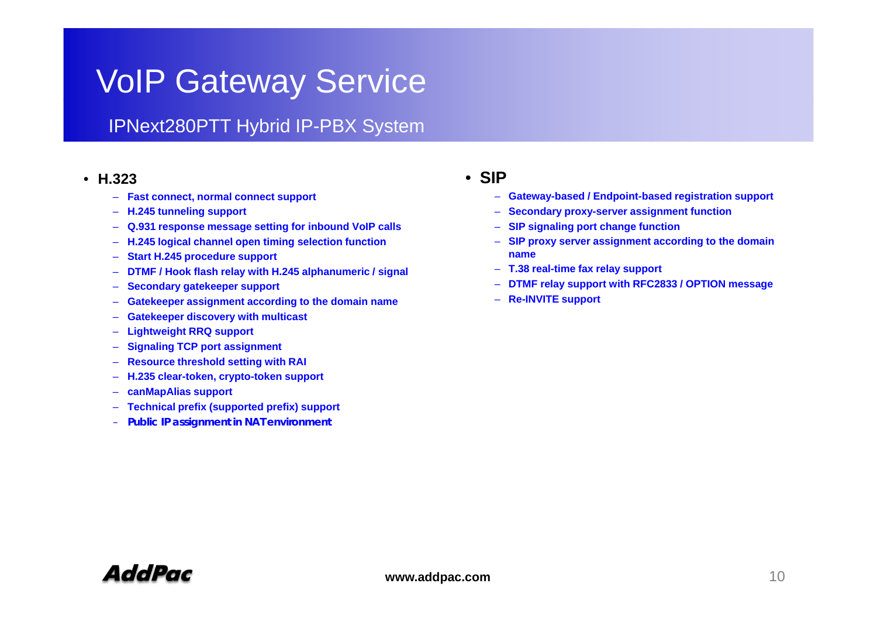# VoIP Gateway Service

## IPNext280PTT Hybrid IP-PBX System

- **H.323**
  - **Fast connect, normal connect support**
  - **H.245 tunneling support**
  - **Q.931 response message setting for inbound VoIP calls**
  - **H.245 logical channel open timing selection function**
  - **Start H.245 procedure support**
  - **DTMF / Hook flash relay with H.245 alphanumeric / signal**
  - **Secondary gatekeeper support**
  - **Gatekeeper assignment according to the domain name**
  - **Gatekeeper discovery with multicast**
  - **Lightweight RRQ support**
  - **Signaling TCP port assignment**
  - **Resource threshold setting with RAI**
  - **H.235 clear-token, crypto-token support**
  - **canMapAlias support**
  - **Technical prefix (supported prefix) support**
  - **Public IP assignment in NAT environment**

- **SIP**
  - **Gateway-based / Endpoint-based registration support**
  - **Secondary proxy-server assignment function**
  - **SIP signaling port change function**
  - **SIP proxy server assignment according to the domain name**
  - **T.38 real-time fax relay support**
  - **DTMF relay support with RFC2833 / OPTION message**
  - **Re-INVITE support**

AddPac

www.addpac.com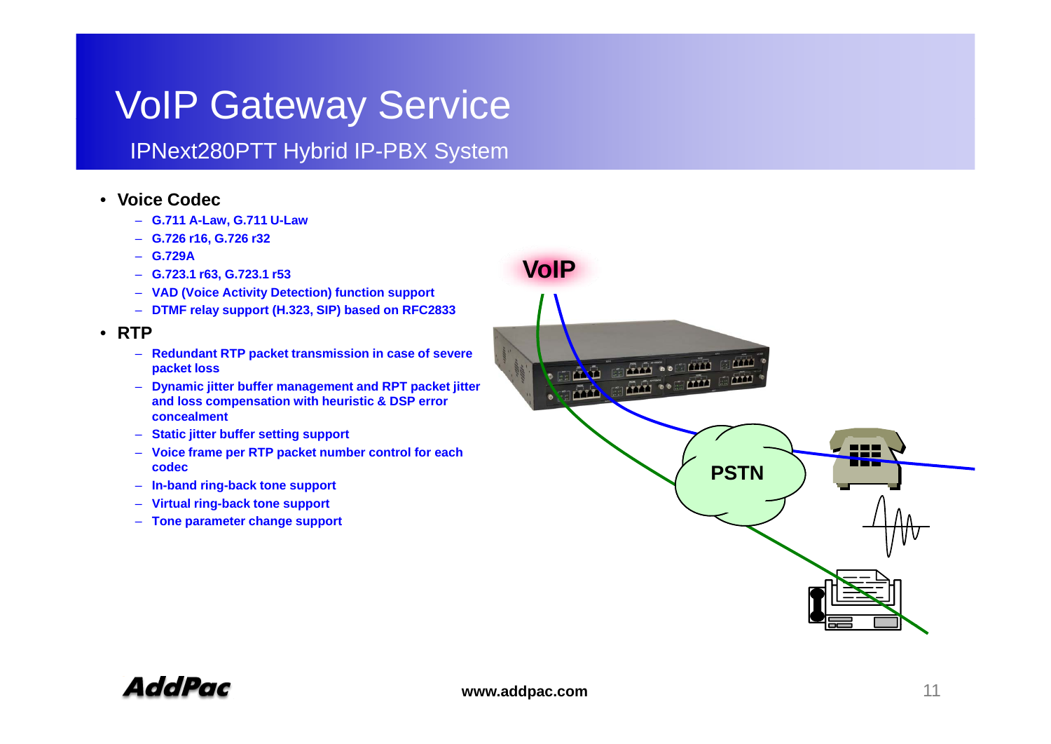# VoIP Gateway Service

## IPNext280PTT Hybrid IP-PBX System

- **Voice Codec**
  - **G.711 A-Law, G.711 U-Law**
  - **G.726 r16, G.726 r32**
  - **G.729A**
  - **G.723.1 r63, G.723.1 r53**
  - **VAD (Voice Activity Detection) function support**
  - **DTMF relay support (H.323, SIP) based on RFC2833**
- **RTP**
  - **Redundant RTP packet transmission in case of severe packet loss**
  - **Dynamic jitter buffer management and RPT packet jitter and loss compensation with heuristic & DSP error concealment**
  - **Static jitter buffer setting support**
  - **Voice frame per RTP packet number control for each codec**
  - **In-band ring-back tone support**
  - **Virtual ring-back tone support**
  - **Tone parameter change support**

VoIP

PSTN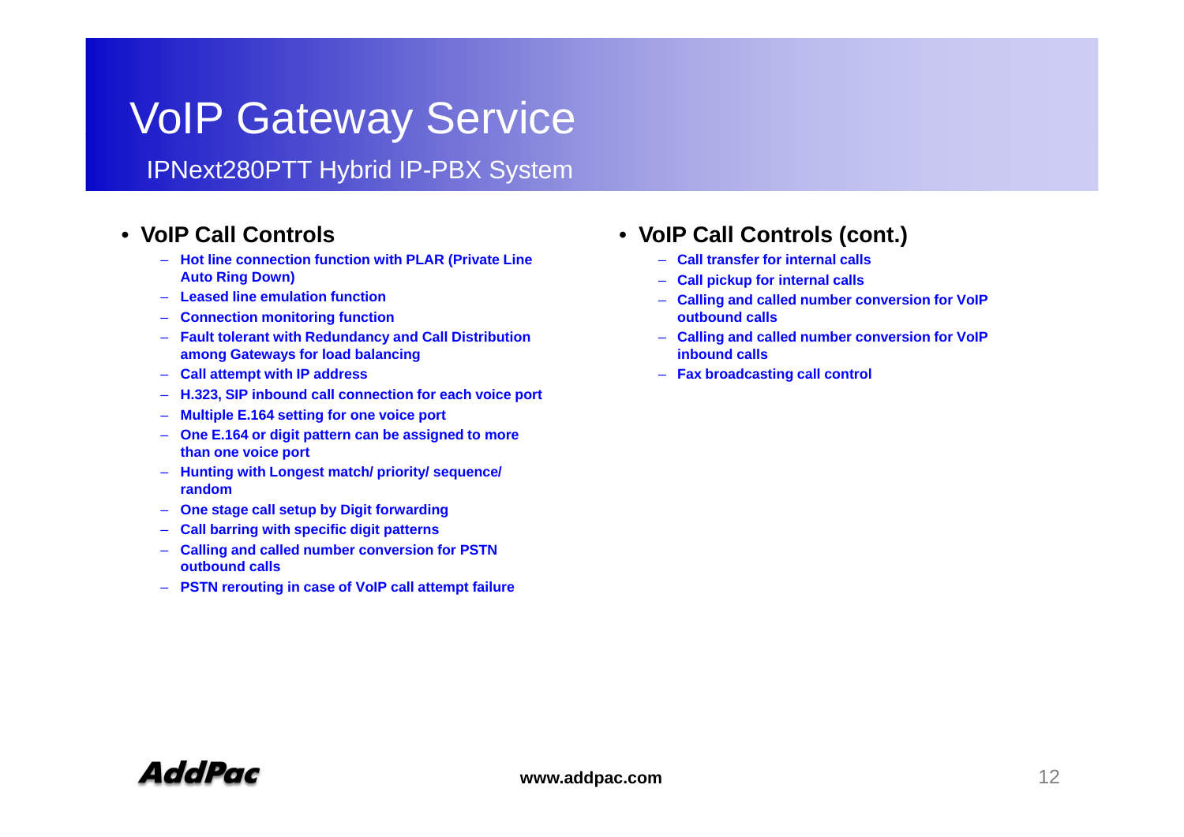# VoIP Gateway Service

## IPNext280PTT Hybrid IP-PBX System

- **VoIP Call Controls**
  - **Hot line connection function with PLAR (Private Line Auto Ring Down)**
  - **Leased line emulation function**
  - **Connection monitoring function**
  - **Fault tolerant with Redundancy and Call Distribution among Gateways for load balancing**
  - **Call attempt with IP address**
  - **H.323, SIP inbound call connection for each voice port**
  - **Multiple E.164 setting for one voice port**
  - **One E.164 or digit pattern can be assigned to more than one voice port**
  - **Hunting with Longest match/ priority/ sequence/ random**
  - **One stage call setup by Digit forwarding**
  - **Call barring with specific digit patterns**
  - **Calling and called number conversion for PSTN outbound calls**
  - **PSTN rerouting in case of VoIP call attempt failure**

- **VoIP Call Controls (cont.)**
  - **Call transfer for internal calls**
  - **Call pickup for internal calls**
  - **Calling and called number conversion for VoIP outbound calls**
  - **Calling and called number conversion for VoIP inbound calls**
  - **Fax broadcasting call control**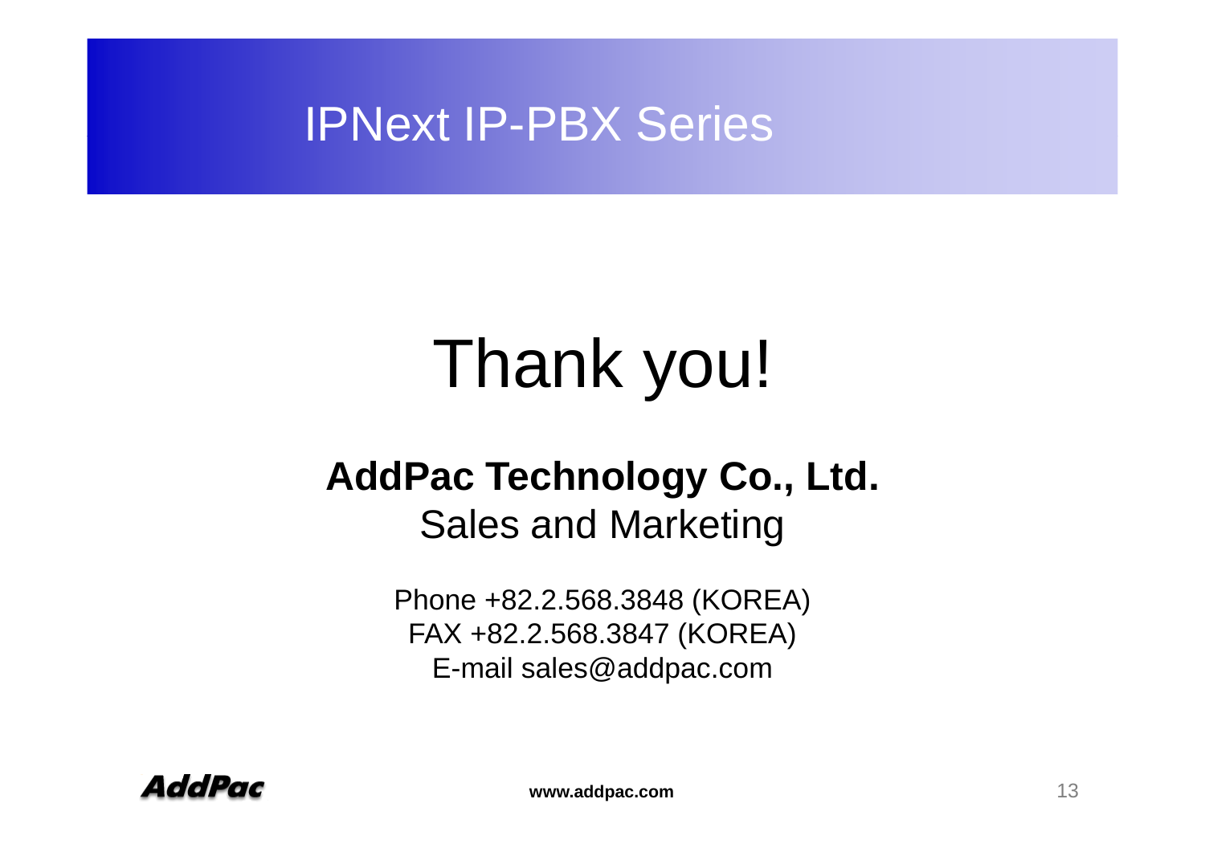# IPNext IP-PBX Series

# Thank you!

**AddPac Technology Co., Ltd.**
Sales and Marketing

Phone +82.2.568.3848 (KOREA)
FAX +82.2.568.3847 (KOREA)
E-mail sales@addpac.com